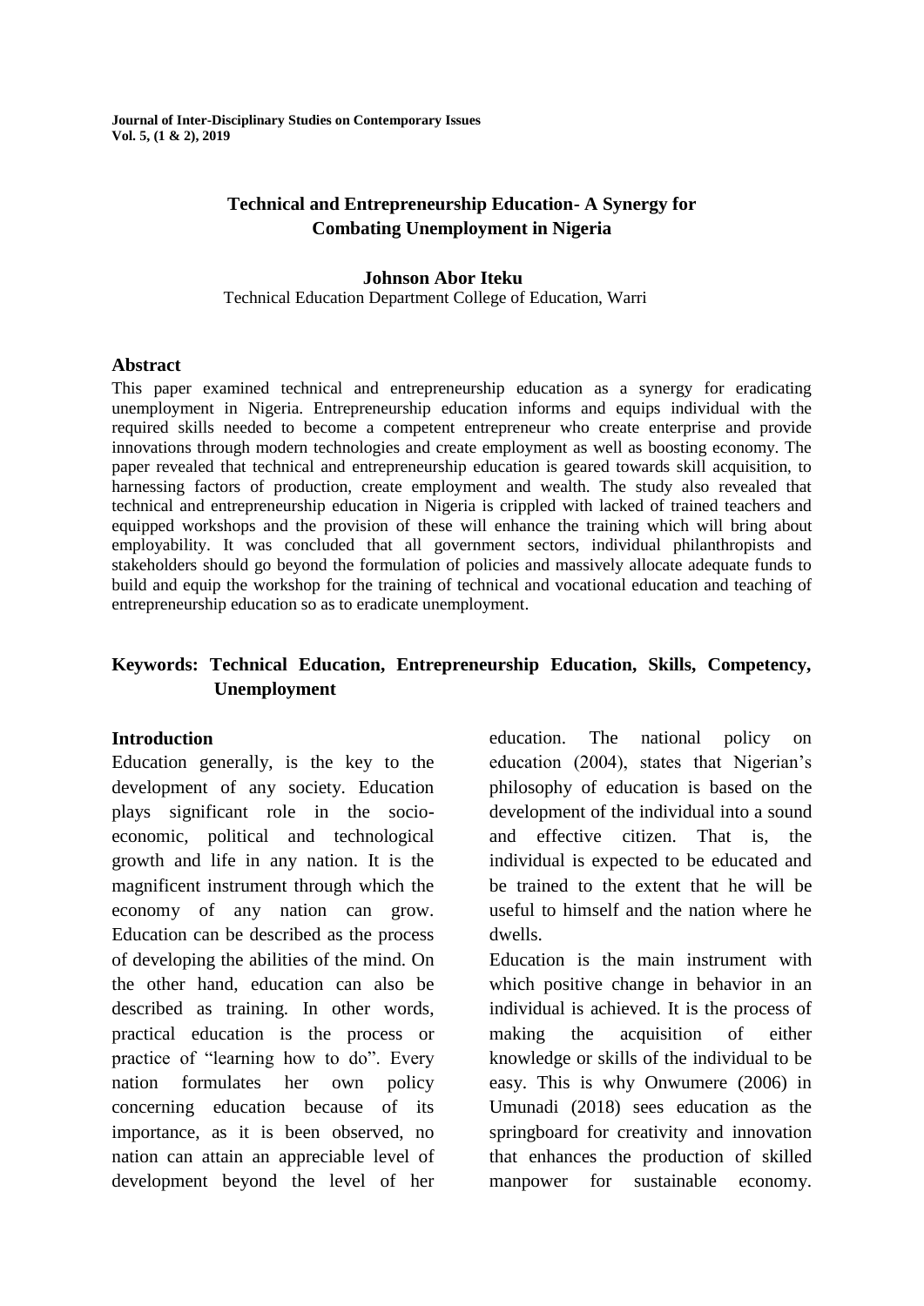# Technical and Entrepreneurship Education- A Synergy for Combating Unemployment in Nigeria

**Johnson Abor Iteku**

Technical Education Department College of Education, Warri

## Abstract

This paper examined technical and entrepreneurship education as a synergy for eradicating unemployment in Nigeria. Entrepreneurship education informs and equips individual with the required skills needed to become a competent entrepreneur who create enterprise and provide innovations through modern technologies and create employment as well as boosting economy. The paper revealed that technical and entrepreneurship education is geared towards skill acquisition, to harnessing factors of production, create employment and wealth. The study also revealed that technical and entrepreneurship education in Nigeria is crippled with lacked of trained teachers and equipped workshops and the provision of these will enhance the training which will bring about employability. It was concluded that all government sectors, individual philanthropists and stakeholders should go beyond the formulation of policies and massively allocate adequate funds to build and equip the workshop for the training of technical and vocational education and teaching of entrepreneurship education so as to eradicate unemployment.

**Keywords: Technical Education, Entrepreneurship Education, Skills, Competency, Unemployment**

## Introduction

Education generally, is the key to the development of any society. Education plays significant role in the socio-economic, political and technological growth and life in any nation. It is the magnificent instrument through which the economy of any nation can grow. Education can be described as the process of developing the abilities of the mind. On the other hand, education can also be described as training. In other words, practical education is the process or practice of "learning how to do". Every nation formulates her own policy concerning education because of its importance, as it is been observed, no nation can attain an appreciable level of development beyond the level of her education. The national policy on education (2004), states that Nigerian's philosophy of education is based on the development of the individual into a sound and effective citizen. That is, the individual is expected to be educated and be trained to the extent that he will be useful to himself and the nation where he dwells.

Education is the main instrument with which positive change in behavior in an individual is achieved. It is the process of making the acquisition of either knowledge or skills of the individual to be easy. This is why Onwumere (2006) in Umunadi (2018) sees education as the springboard for creativity and innovation that enhances the production of skilled manpower for sustainable economy.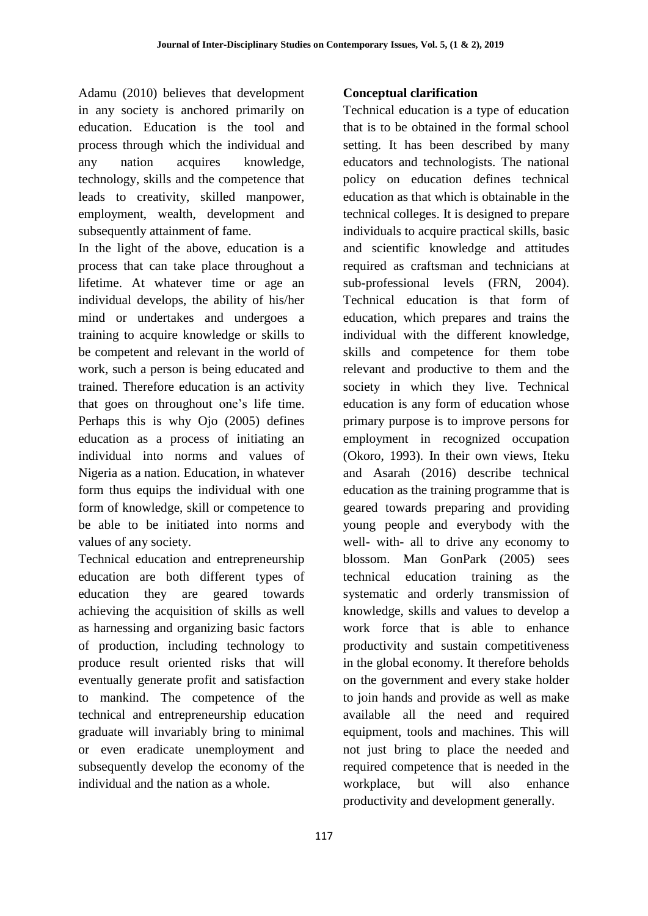Adamu (2010) believes that development in any society is anchored primarily on education. Education is the tool and process through which the individual and any nation acquires knowledge, technology, skills and the competence that leads to creativity, skilled manpower, employment, wealth, development and subsequently attainment of fame.

In the light of the above, education is a process that can take place throughout a lifetime. At whatever time or age an individual develops, the ability of his/her mind or undertakes and undergoes a training to acquire knowledge or skills to be competent and relevant in the world of work, such a person is being educated and trained. Therefore education is an activity that goes on throughout one's life time. Perhaps this is why Ojo (2005) defines education as a process of initiating an individual into norms and values of Nigeria as a nation. Education, in whatever form thus equips the individual with one form of knowledge, skill or competence to be able to be initiated into norms and values of any society.

Technical education and entrepreneurship education are both different types of education they are geared towards achieving the acquisition of skills as well as harnessing and organizing basic factors of production, including technology to produce result oriented risks that will eventually generate profit and satisfaction to mankind. The competence of the technical and entrepreneurship education graduate will invariably bring to minimal or even eradicate unemployment and subsequently develop the economy of the individual and the nation as a whole.

**Conceptual clarification**

Technical education is a type of education that is to be obtained in the formal school setting. It has been described by many educators and technologists. The national policy on education defines technical education as that which is obtainable in the technical colleges. It is designed to prepare individuals to acquire practical skills, basic and scientific knowledge and attitudes required as craftsman and technicians at sub-professional levels (FRN, 2004). Technical education is that form of education, which prepares and trains the individual with the different knowledge, skills and competence for them tobe relevant and productive to them and the society in which they live. Technical education is any form of education whose primary purpose is to improve persons for employment in recognized occupation (Okoro, 1993). In their own views, Iteku and Asarah (2016) describe technical education as the training programme that is geared towards preparing and providing young people and everybody with the well- with- all to drive any economy to blossom. Man GonPark (2005) sees technical education training as the systematic and orderly transmission of knowledge, skills and values to develop a work force that is able to enhance productivity and sustain competitiveness in the global economy. It therefore beholds on the government and every stake holder to join hands and provide as well as make available all the need and required equipment, tools and machines. This will not just bring to place the needed and required competence that is needed in the workplace, but will also enhance productivity and development generally.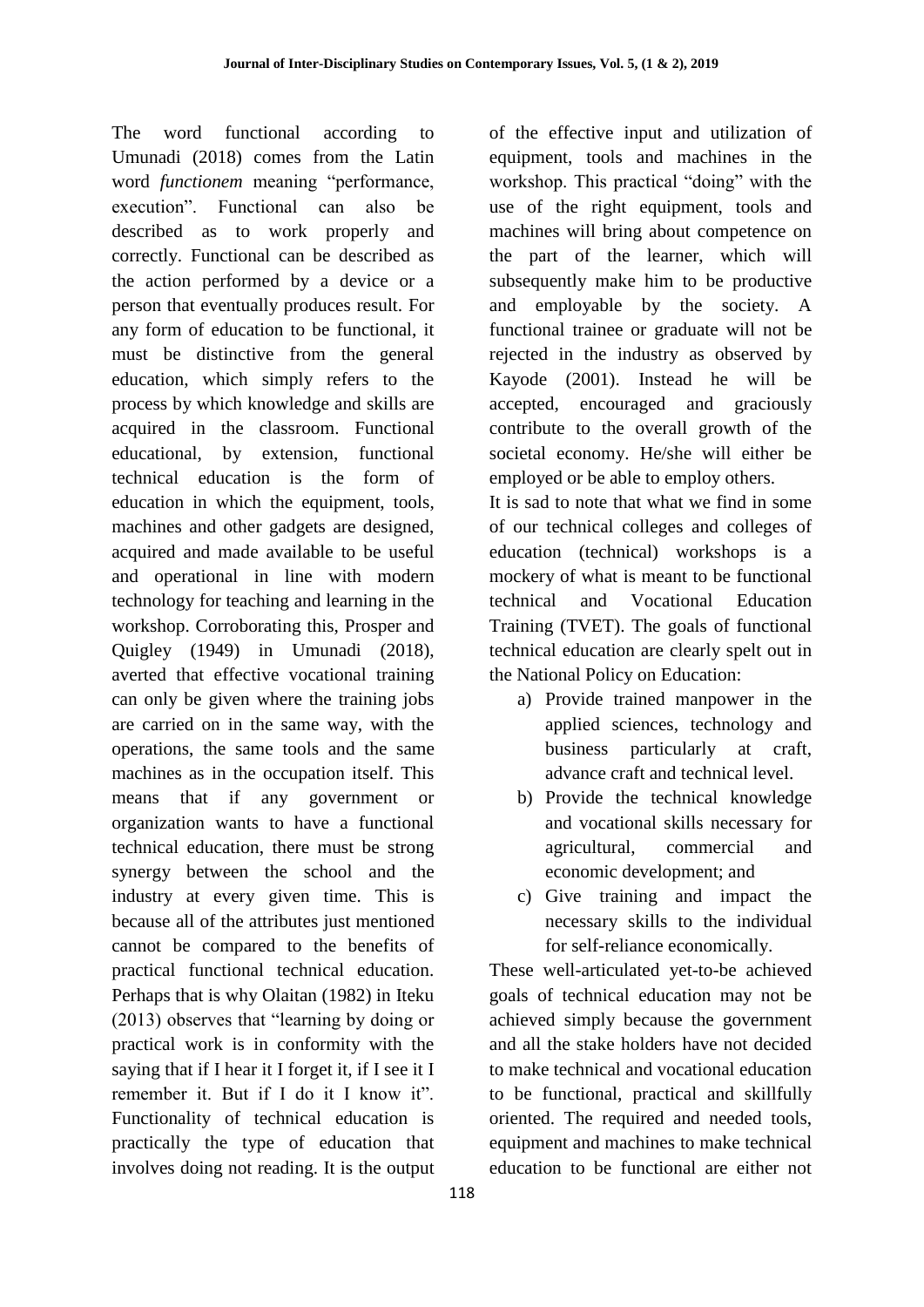The word functional according to Umunadi (2018) comes from the Latin word *functionem* meaning "performance, execution". Functional can also be described as to work properly and correctly. Functional can be described as the action performed by a device or a person that eventually produces result. For any form of education to be functional, it must be distinctive from the general education, which simply refers to the process by which knowledge and skills are acquired in the classroom. Functional educational, by extension, functional technical education is the form of education in which the equipment, tools, machines and other gadgets are designed, acquired and made available to be useful and operational in line with modern technology for teaching and learning in the workshop. Corroborating this, Prosper and Quigley (1949) in Umunadi (2018), averted that effective vocational training can only be given where the training jobs are carried on in the same way, with the operations, the same tools and the same machines as in the occupation itself. This means that if any government or organization wants to have a functional technical education, there must be strong synergy between the school and the industry at every given time. This is because all of the attributes just mentioned cannot be compared to the benefits of practical functional technical education. Perhaps that is why Olaitan (1982) in Iteku (2013) observes that "learning by doing or practical work is in conformity with the saying that if I hear it I forget it, if I see it I remember it. But if I do it I know it". Functionality of technical education is practically the type of education that involves doing not reading. It is the output of the effective input and utilization of equipment, tools and machines in the workshop. This practical "doing" with the use of the right equipment, tools and machines will bring about competence on the part of the learner, which will subsequently make him to be productive and employable by the society. A functional trainee or graduate will not be rejected in the industry as observed by Kayode (2001). Instead he will be accepted, encouraged and graciously contribute to the overall growth of the societal economy. He/she will either be employed or be able to employ others.

It is sad to note that what we find in some of our technical colleges and colleges of education (technical) workshops is a mockery of what is meant to be functional technical and Vocational Education Training (TVET). The goals of functional technical education are clearly spelt out in the National Policy on Education:

a) Provide trained manpower in the applied sciences, technology and business particularly at craft, advance craft and technical level.
b) Provide the technical knowledge and vocational skills necessary for agricultural, commercial and economic development; and
c) Give training and impact the necessary skills to the individual for self-reliance economically.

These well-articulated yet-to-be achieved goals of technical education may not be achieved simply because the government and all the stake holders have not decided to make technical and vocational education to be functional, practical and skillfully oriented. The required and needed tools, equipment and machines to make technical education to be functional are either not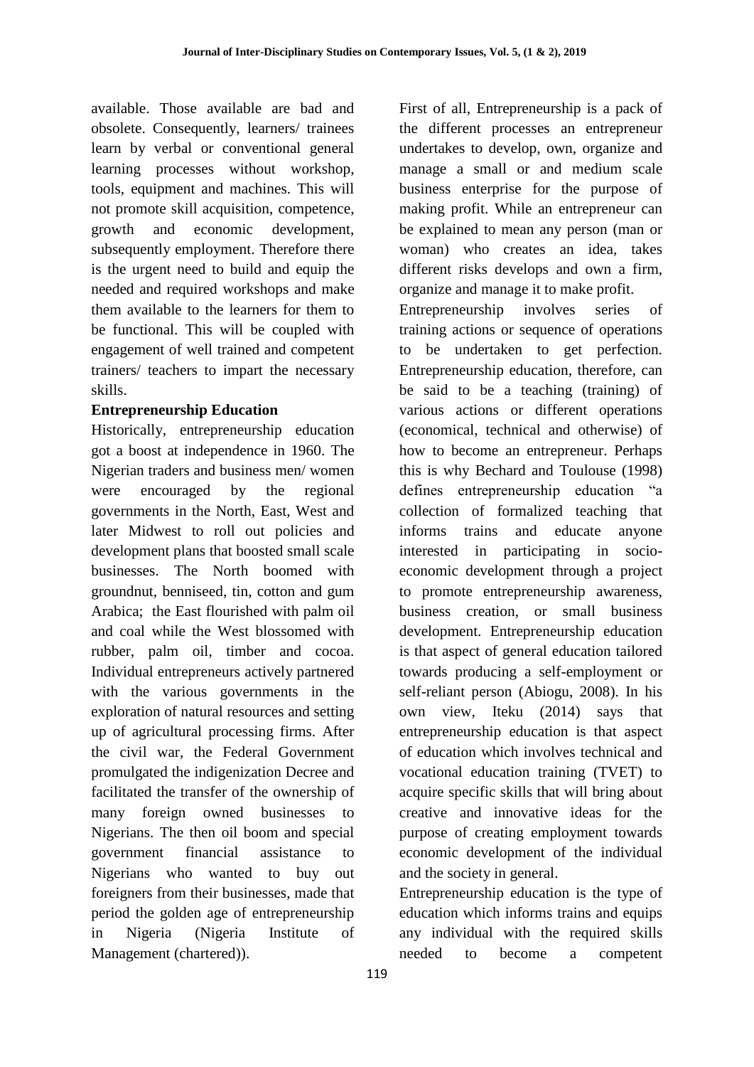available. Those available are bad and obsolete. Consequently, learners/ trainees learn by verbal or conventional general learning processes without workshop, tools, equipment and machines. This will not promote skill acquisition, competence, growth and economic development, subsequently employment. Therefore there is the urgent need to build and equip the needed and required workshops and make them available to the learners for them to be functional. This will be coupled with engagement of well trained and competent trainers/ teachers to impart the necessary skills.

**Entrepreneurship Education**

Historically, entrepreneurship education got a boost at independence in 1960. The Nigerian traders and business men/ women were encouraged by the regional governments in the North, East, West and later Midwest to roll out policies and development plans that boosted small scale businesses. The North boomed with groundnut, benniseed, tin, cotton and gum Arabica; the East flourished with palm oil and coal while the West blossomed with rubber, palm oil, timber and cocoa. Individual entrepreneurs actively partnered with the various governments in the exploration of natural resources and setting up of agricultural processing firms. After the civil war, the Federal Government promulgated the indigenization Decree and facilitated the transfer of the ownership of many foreign owned businesses to Nigerians. The then oil boom and special government financial assistance to Nigerians who wanted to buy out foreigners from their businesses, made that period the golden age of entrepreneurship in Nigeria (Nigeria Institute of Management (chartered)).

First of all, Entrepreneurship is a pack of the different processes an entrepreneur undertakes to develop, own, organize and manage a small or and medium scale business enterprise for the purpose of making profit. While an entrepreneur can be explained to mean any person (man or woman) who creates an idea, takes different risks develops and own a firm, organize and manage it to make profit.

Entrepreneurship involves series of training actions or sequence of operations to be undertaken to get perfection. Entrepreneurship education, therefore, can be said to be a teaching (training) of various actions or different operations (economical, technical and otherwise) of how to become an entrepreneur. Perhaps this is why Bechard and Toulouse (1998) defines entrepreneurship education "a collection of formalized teaching that informs trains and educate anyone interested in participating in socio-economic development through a project to promote entrepreneurship awareness, business creation, or small business development. Entrepreneurship education is that aspect of general education tailored towards producing a self-employment or self-reliant person (Abiogu, 2008). In his own view, Iteku (2014) says that entrepreneurship education is that aspect of education which involves technical and vocational education training (TVET) to acquire specific skills that will bring about creative and innovative ideas for the purpose of creating employment towards economic development of the individual and the society in general.

Entrepreneurship education is the type of education which informs trains and equips any individual with the required skills needed to become a competent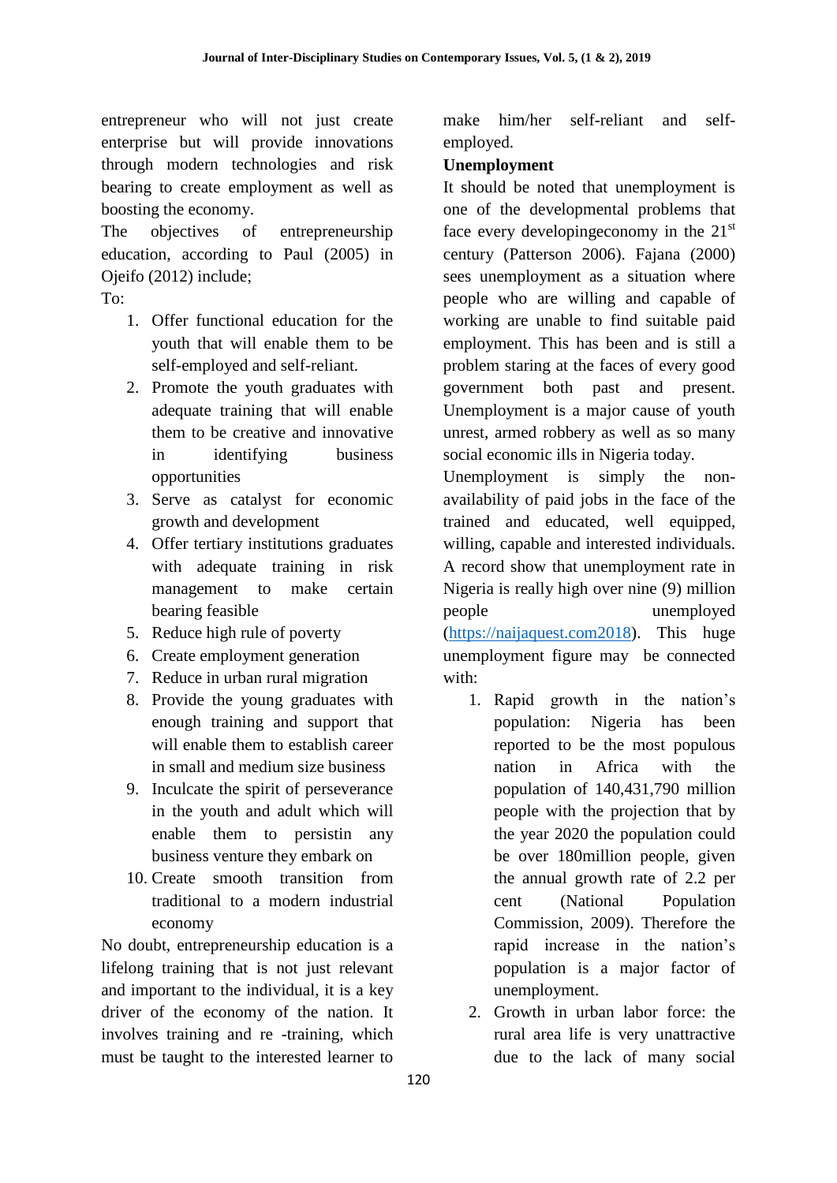entrepreneur who will not just create enterprise but will provide innovations through modern technologies and risk bearing to create employment as well as boosting the economy.

The objectives of entrepreneurship education, according to Paul (2005) in Ojeifo (2012) include;

To:

1. Offer functional education for the youth that will enable them to be self-employed and self-reliant.
2. Promote the youth graduates with adequate training that will enable them to be creative and innovative in identifying business opportunities
3. Serve as catalyst for economic growth and development
4. Offer tertiary institutions graduates with adequate training in risk management to make certain bearing feasible
5. Reduce high rule of poverty
6. Create employment generation
7. Reduce in urban rural migration
8. Provide the young graduates with enough training and support that will enable them to establish career in small and medium size business
9. Inculcate the spirit of perseverance in the youth and adult which will enable them to persistin any business venture they embark on
10. Create smooth transition from traditional to a modern industrial economy

No doubt, entrepreneurship education is a lifelong training that is not just relevant and important to the individual, it is a key driver of the economy of the nation. It involves training and re -training, which must be taught to the interested learner to make him/her self-reliant and self-employed.

**Unemployment**

It should be noted that unemployment is one of the developmental problems that face every developingeconomy in the 21st century (Patterson 2006). Fajana (2000) sees unemployment as a situation where people who are willing and capable of working are unable to find suitable paid employment. This has been and is still a problem staring at the faces of every good government both past and present. Unemployment is a major cause of youth unrest, armed robbery as well as so many social economic ills in Nigeria today.

Unemployment is simply the non-availability of paid jobs in the face of the trained and educated, well equipped, willing, capable and interested individuals. A record show that unemployment rate in Nigeria is really high over nine (9) million people unemployed (https://naijaquest.com2018). This huge unemployment figure may be connected with:

1. Rapid growth in the nation's population: Nigeria has been reported to be the most populous nation in Africa with the population of 140,431,790 million people with the projection that by the year 2020 the population could be over 180million people, given the annual growth rate of 2.2 per cent (National Population Commission, 2009). Therefore the rapid increase in the nation's population is a major factor of unemployment.
2. Growth in urban labor force: the rural area life is very unattractive due to the lack of many social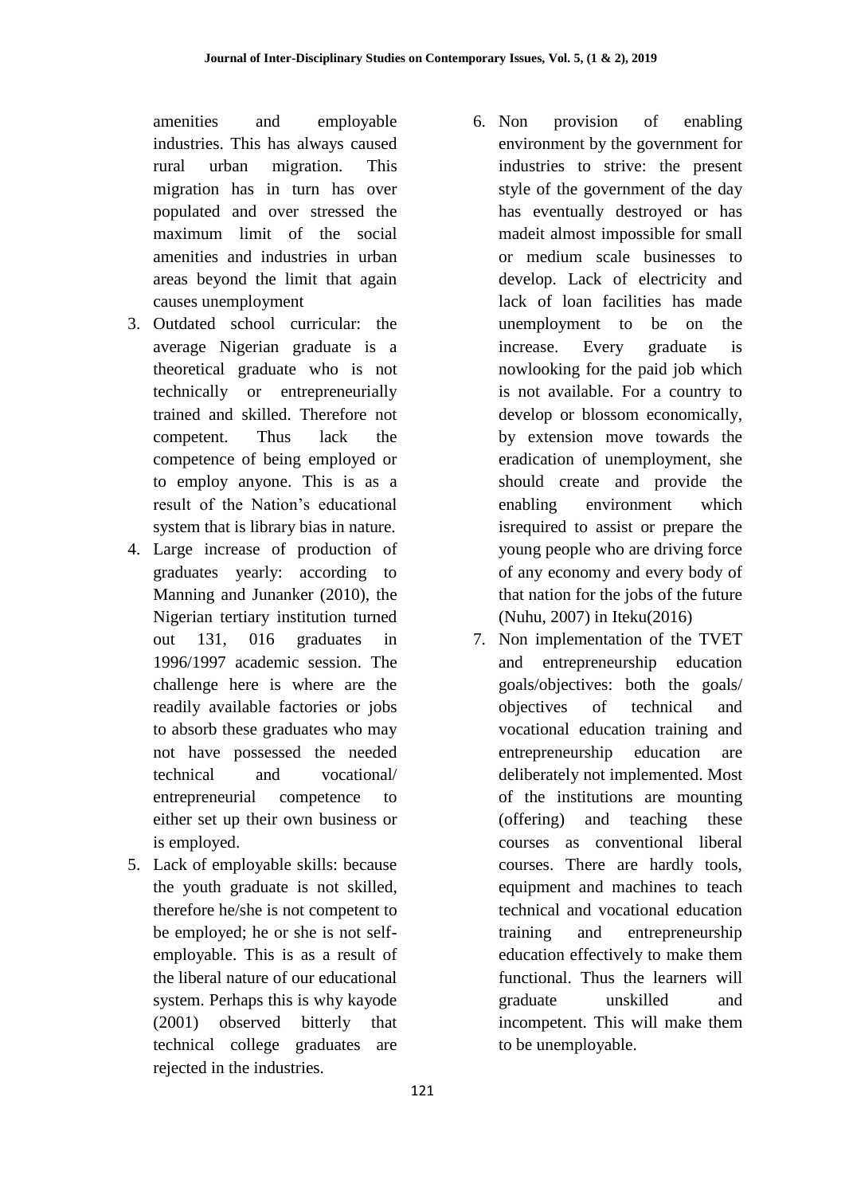amenities and employable industries. This has always caused rural urban migration. This migration has in turn has over populated and over stressed the maximum limit of the social amenities and industries in urban areas beyond the limit that again causes unemployment

3. Outdated school curricular: the average Nigerian graduate is a theoretical graduate who is not technically or entrepreneurially trained and skilled. Therefore not competent. Thus lack the competence of being employed or to employ anyone. This is as a result of the Nation's educational system that is library bias in nature.
4. Large increase of production of graduates yearly: according to Manning and Junanker (2010), the Nigerian tertiary institution turned out 131, 016 graduates in 1996/1997 academic session. The challenge here is where are the readily available factories or jobs to absorb these graduates who may not have possessed the needed technical and vocational/ entrepreneurial competence to either set up their own business or is employed.
5. Lack of employable skills: because the youth graduate is not skilled, therefore he/she is not competent to be employed; he or she is not self-employable. This is as a result of the liberal nature of our educational system. Perhaps this is why kayode (2001) observed bitterly that technical college graduates are rejected in the industries.
6. Non provision of enabling environment by the government for industries to strive: the present style of the government of the day has eventually destroyed or has madeit almost impossible for small or medium scale businesses to develop. Lack of electricity and lack of loan facilities has made unemployment to be on the increase. Every graduate is nowlooking for the paid job which is not available. For a country to develop or blossom economically, by extension move towards the eradication of unemployment, she should create and provide the enabling environment which isrequired to assist or prepare the young people who are driving force of any economy and every body of that nation for the jobs of the future (Nuhu, 2007) in Iteku(2016)
7. Non implementation of the TVET and entrepreneurship education goals/objectives: both the goals/ objectives of technical and vocational education training and entrepreneurship education are deliberately not implemented. Most of the institutions are mounting (offering) and teaching these courses as conventional liberal courses. There are hardly tools, equipment and machines to teach technical and vocational education training and entrepreneurship education effectively to make them functional. Thus the learners will graduate unskilled and incompetent. This will make them to be unemployable.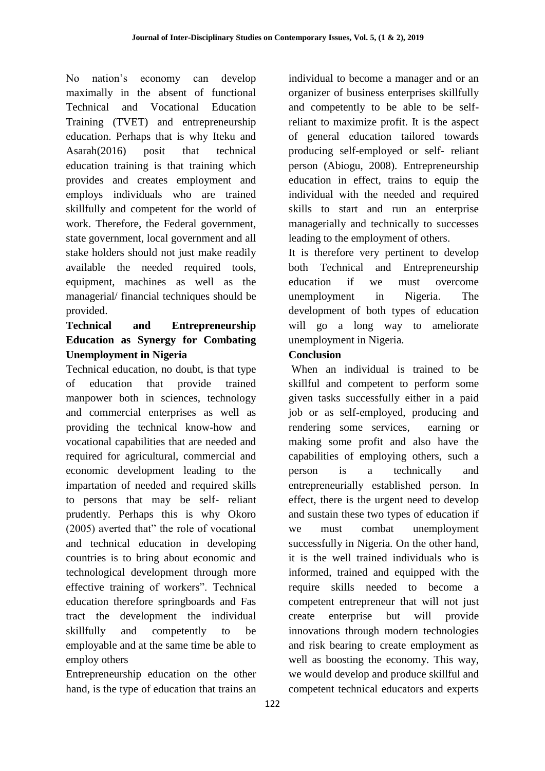No nation's economy can develop maximally in the absent of functional Technical and Vocational Education Training (TVET) and entrepreneurship education. Perhaps that is why Iteku and Asarah(2016) posit that technical education training is that training which provides and creates employment and employs individuals who are trained skillfully and competent for the world of work. Therefore, the Federal government, state government, local government and all stake holders should not just make readily available the needed required tools, equipment, machines as well as the managerial/ financial techniques should be provided.

**Technical and Entrepreneurship Education as Synergy for Combating Unemployment in Nigeria**

Technical education, no doubt, is that type of education that provide trained manpower both in sciences, technology and commercial enterprises as well as providing the technical know-how and vocational capabilities that are needed and required for agricultural, commercial and economic development leading to the impartation of needed and required skills to persons that may be self- reliant prudently. Perhaps this is why Okoro (2005) averted that" the role of vocational and technical education in developing countries is to bring about economic and technological development through more effective training of workers". Technical education therefore springboards and Fas tract the development the individual skillfully and competently to be employable and at the same time be able to employ others

Entrepreneurship education on the other hand, is the type of education that trains an individual to become a manager and or an organizer of business enterprises skillfully and competently to be able to be self-reliant to maximize profit. It is the aspect of general education tailored towards producing self-employed or self- reliant person (Abiogu, 2008). Entrepreneurship education in effect, trains to equip the individual with the needed and required skills to start and run an enterprise managerially and technically to successes leading to the employment of others.

It is therefore very pertinent to develop both Technical and Entrepreneurship education if we must overcome unemployment in Nigeria. The development of both types of education will go a long way to ameliorate unemployment in Nigeria.

**Conclusion**

When an individual is trained to be skillful and competent to perform some given tasks successfully either in a paid job or as self-employed, producing and rendering some services, earning or making some profit and also have the capabilities of employing others, such a person is a technically and entrepreneurially established person. In effect, there is the urgent need to develop and sustain these two types of education if we must combat unemployment successfully in Nigeria. On the other hand, it is the well trained individuals who is informed, trained and equipped with the require skills needed to become a competent entrepreneur that will not just create enterprise but will provide innovations through modern technologies and risk bearing to create employment as well as boosting the economy. This way, we would develop and produce skillful and competent technical educators and experts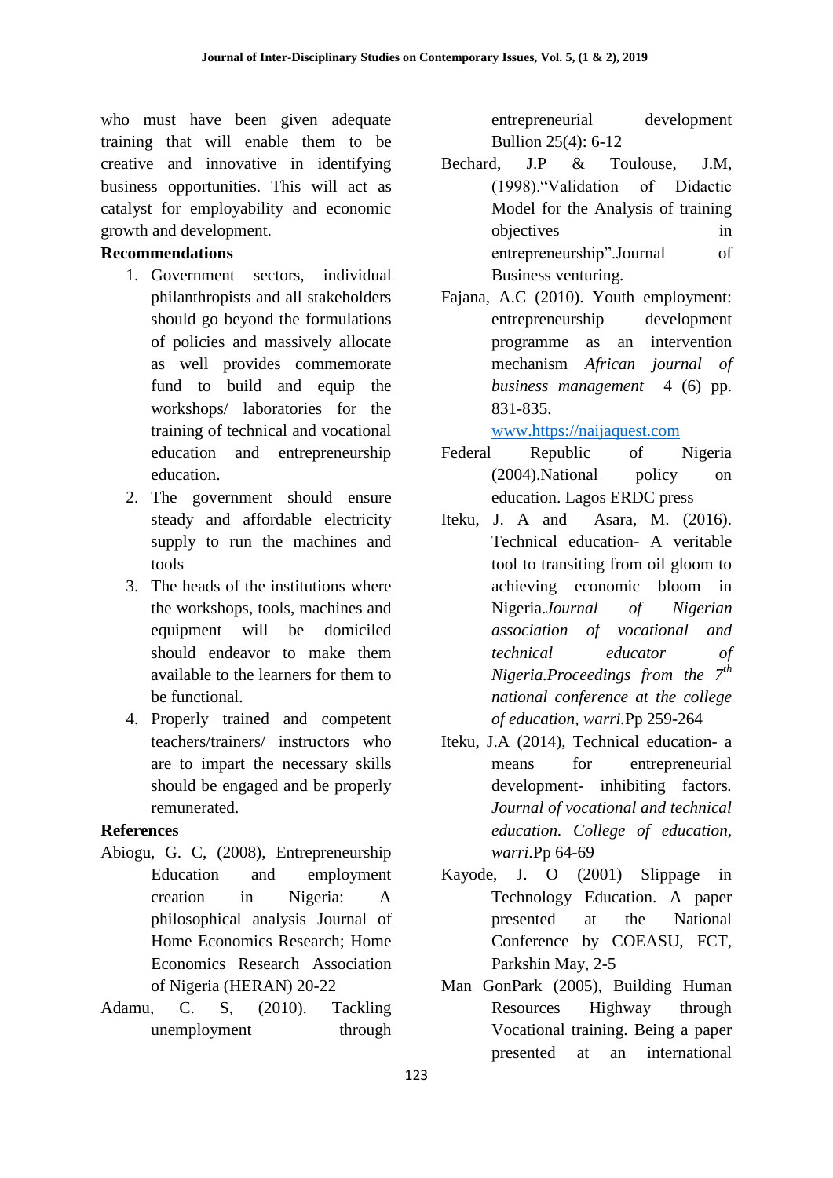who must have been given adequate training that will enable them to be creative and innovative in identifying business opportunities. This will act as catalyst for employability and economic growth and development.

**Recommendations**

1. Government sectors, individual philanthropists and all stakeholders should go beyond the formulations of policies and massively allocate as well provides commemorate fund to build and equip the workshops/ laboratories for the training of technical and vocational education and entrepreneurship education.
2. The government should ensure steady and affordable electricity supply to run the machines and tools
3. The heads of the institutions where the workshops, tools, machines and equipment will be domiciled should endeavor to make them available to the learners for them to be functional.
4. Properly trained and competent teachers/trainers/ instructors who are to impart the necessary skills should be engaged and be properly remunerated.

**References**

Abiogu, G. C, (2008), Entrepreneurship Education and employment creation in Nigeria: A philosophical analysis Journal of Home Economics Research; Home Economics Research Association of Nigeria (HERAN) 20-22

Adamu, C. S, (2010). Tackling unemployment through entrepreneurial development Bullion 25(4): 6-12

Bechard, J.P & Toulouse, J.M, (1998)."Validation of Didactic Model for the Analysis of training objectives in entrepreneurship".Journal of Business venturing.

Fajana, A.C (2010). Youth employment: entrepreneurship development programme as an intervention mechanism *African journal of business management* 4 (6) pp. 831-835. www.https://naijaquest.com

Federal Republic of Nigeria (2004).National policy on education. Lagos ERDC press

Iteku, J. A and Asara, M. (2016). Technical education- A veritable tool to transiting from oil gloom to achieving economic bloom in Nigeria.*Journal of Nigerian association of vocational and technical educator of Nigeria.Proceedings from the 7th national conference at the college of education, warri.*Pp 259-264

Iteku, J.A (2014), Technical education- a means for entrepreneurial development- inhibiting factors. *Journal of vocational and technical education. College of education, warri.*Pp 64-69

Kayode, J. O (2001) Slippage in Technology Education. A paper presented at the National Conference by COEASU, FCT, Parkshin May, 2-5

Man GonPark (2005), Building Human Resources Highway through Vocational training. Being a paper presented at an international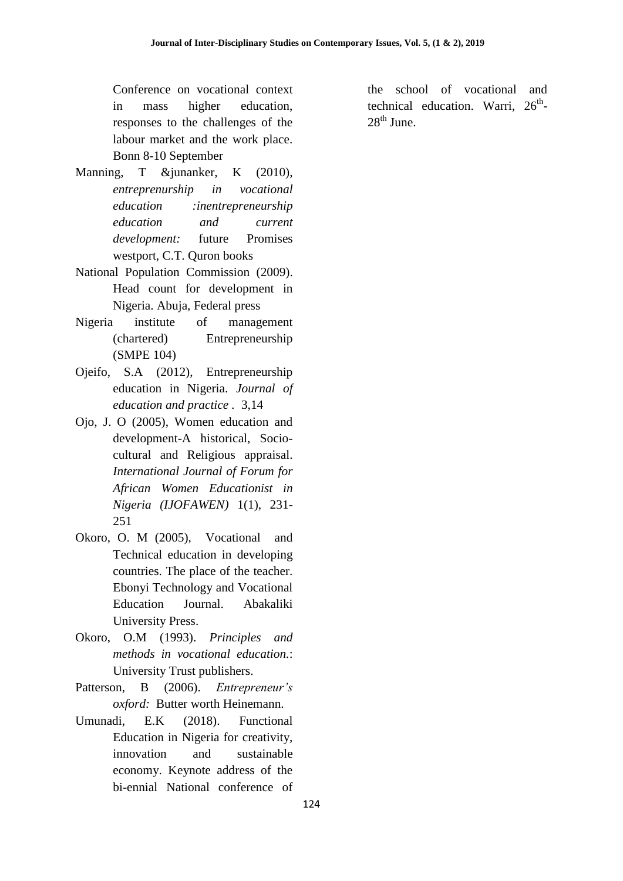Conference on vocational context in mass higher education, responses to the challenges of the labour market and the work place. Bonn 8-10 September

Manning, T &junanker, K (2010), *entreprenurship in vocational education :inentrepreneurship education and current development:* future Promises westport, C.T. Quron books

National Population Commission (2009). Head count for development in Nigeria. Abuja, Federal press

Nigeria institute of management (chartered) Entrepreneurship (SMPE 104)

Ojeifo, S.A (2012), Entrepreneurship education in Nigeria. *Journal of education and practice .* 3,14

Ojo, J. O (2005), Women education and development-A historical, Socio-cultural and Religious appraisal. *International Journal of Forum for African Women Educationist in Nigeria (IJOFAWEN)* 1(1), 231-251

Okoro, O. M (2005), Vocational and Technical education in developing countries. The place of the teacher. Ebonyi Technology and Vocational Education Journal. Abakaliki University Press.

Okoro, O.M (1993). *Principles and methods in vocational education.*: University Trust publishers.

Patterson, B (2006). *Entrepreneur's oxford:* Butter worth Heinemann.

Umunadi, E.K (2018). Functional Education in Nigeria for creativity, innovation and sustainable economy. Keynote address of the bi-ennial National conference of the school of vocational and technical education. Warri, 26th-28th June.